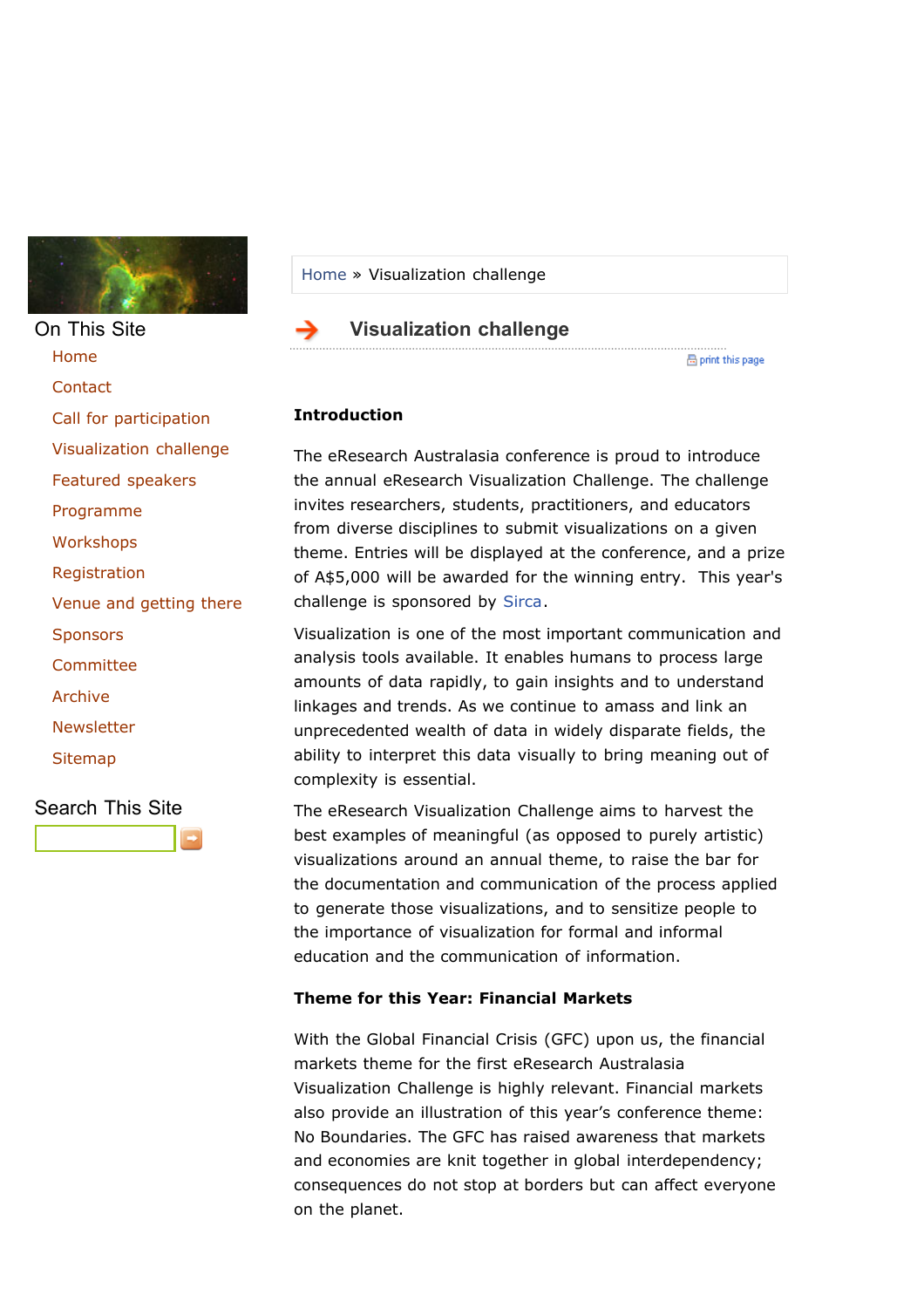## On This Site

- Home
- Contact
- Call for participation
- Visualization challenge
- Featured speakers
- Programme
- Workshops
- Registration
- Venue and getting there
- Sponsors
- Committee
- Archive
- Newsletter
- Sitemap

## Search This Site

Home » Visualization challenge

# Visualization challenge

print this page

**Introduction**

The eResearch Australasia conference is proud to introduce the annual eResearch Visualization Challenge. The challenge invites researchers, students, practitioners, and educators from diverse disciplines to submit visualizations on a given theme. Entries will be displayed at the conference, and a prize of A$5,000 will be awarded for the winning entry. This year's challenge is sponsored by Sirca.

Visualization is one of the most important communication and analysis tools available. It enables humans to process large amounts of data rapidly, to gain insights and to understand linkages and trends. As we continue to amass and link an unprecedented wealth of data in widely disparate fields, the ability to interpret this data visually to bring meaning out of complexity is essential.

The eResearch Visualization Challenge aims to harvest the best examples of meaningful (as opposed to purely artistic) visualizations around an annual theme, to raise the bar for the documentation and communication of the process applied to generate those visualizations, and to sensitize people to the importance of visualization for formal and informal education and the communication of information.

**Theme for this Year: Financial Markets**

With the Global Financial Crisis (GFC) upon us, the financial markets theme for the first eResearch Australasia Visualization Challenge is highly relevant. Financial markets also provide an illustration of this year's conference theme: No Boundaries. The GFC has raised awareness that markets and economies are knit together in global interdependency; consequences do not stop at borders but can affect everyone on the planet.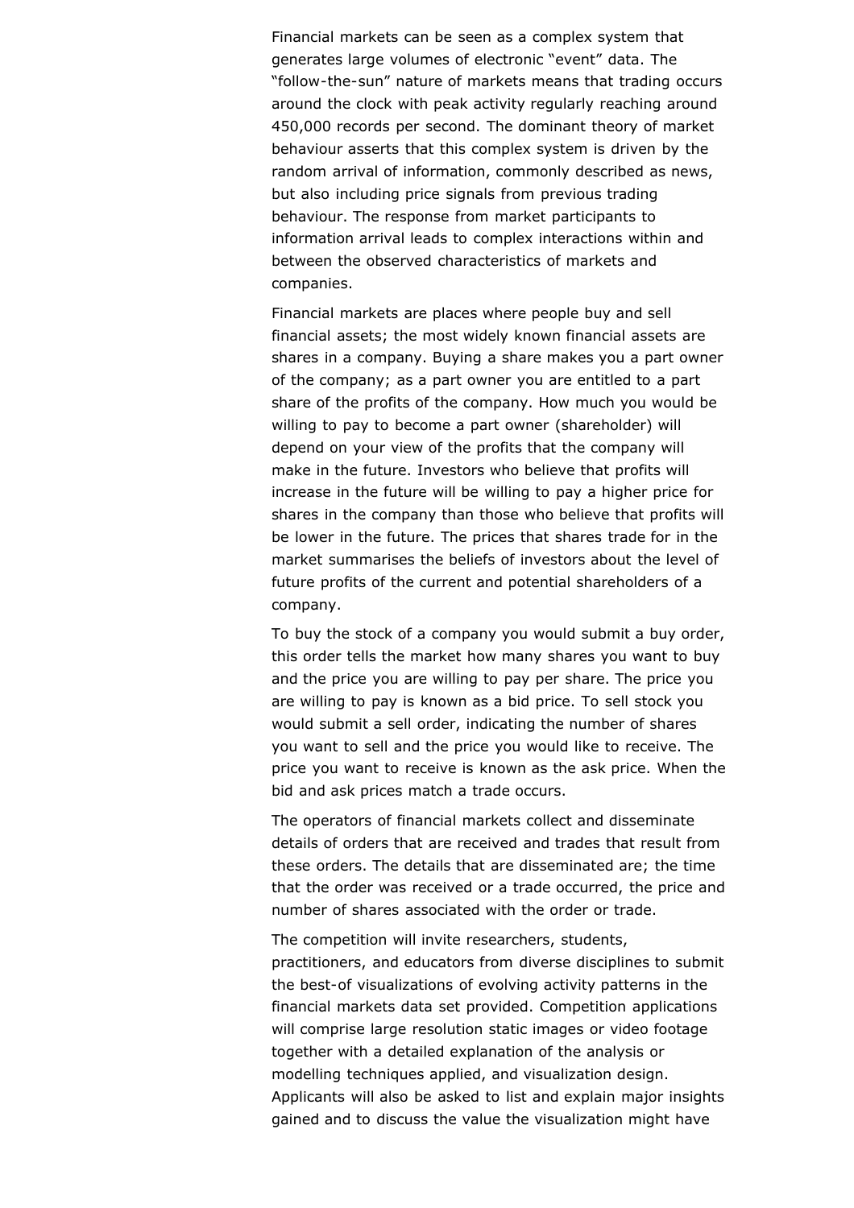Financial markets can be seen as a complex system that generates large volumes of electronic “event” data. The “follow-the-sun” nature of markets means that trading occurs around the clock with peak activity regularly reaching around 450,000 records per second. The dominant theory of market behaviour asserts that this complex system is driven by the random arrival of information, commonly described as news, but also including price signals from previous trading behaviour. The response from market participants to information arrival leads to complex interactions within and between the observed characteristics of markets and companies.

Financial markets are places where people buy and sell financial assets; the most widely known financial assets are shares in a company. Buying a share makes you a part owner of the company; as a part owner you are entitled to a part share of the profits of the company. How much you would be willing to pay to become a part owner (shareholder) will depend on your view of the profits that the company will make in the future. Investors who believe that profits will increase in the future will be willing to pay a higher price for shares in the company than those who believe that profits will be lower in the future. The prices that shares trade for in the market summarises the beliefs of investors about the level of future profits of the current and potential shareholders of a company.

To buy the stock of a company you would submit a buy order, this order tells the market how many shares you want to buy and the price you are willing to pay per share. The price you are willing to pay is known as a bid price. To sell stock you would submit a sell order, indicating the number of shares you want to sell and the price you would like to receive. The price you want to receive is known as the ask price. When the bid and ask prices match a trade occurs.

The operators of financial markets collect and disseminate details of orders that are received and trades that result from these orders. The details that are disseminated are; the time that the order was received or a trade occurred, the price and number of shares associated with the order or trade.

The competition will invite researchers, students, practitioners, and educators from diverse disciplines to submit the best-of visualizations of evolving activity patterns in the financial markets data set provided. Competition applications will comprise large resolution static images or video footage together with a detailed explanation of the analysis or modelling techniques applied, and visualization design. Applicants will also be asked to list and explain major insights gained and to discuss the value the visualization might have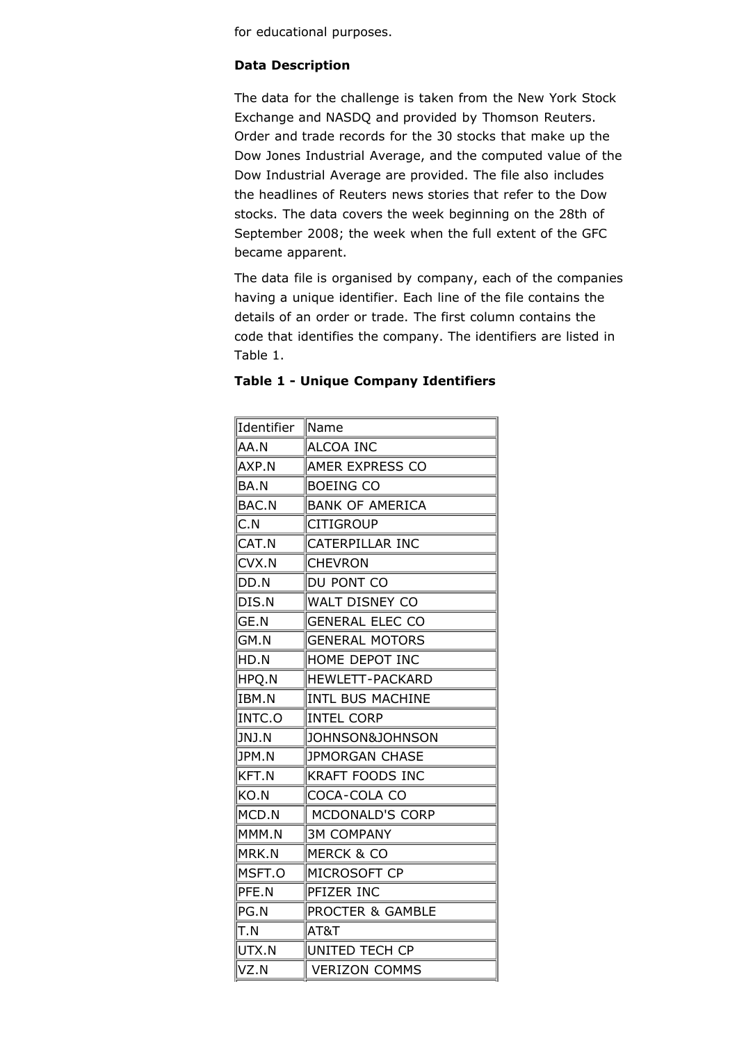for educational purposes.

**Data Description**

The data for the challenge is taken from the New York Stock Exchange and NASDQ and provided by Thomson Reuters. Order and trade records for the 30 stocks that make up the Dow Jones Industrial Average, and the computed value of the Dow Industrial Average are provided. The file also includes the headlines of Reuters news stories that refer to the Dow stocks. The data covers the week beginning on the 28th of September 2008; the week when the full extent of the GFC became apparent.

The data file is organised by company, each of the companies having a unique identifier. Each line of the file contains the details of an order or trade. The first column contains the code that identifies the company. The identifiers are listed in Table 1.

**Table 1 - Unique Company Identifiers**

| Identifier | Name |
|---|---|
| AA.N | ALCOA INC |
| AXP.N | AMER EXPRESS CO |
| BA.N | BOEING CO |
| BAC.N | BANK OF AMERICA |
| C.N | CITIGROUP |
| CAT.N | CATERPILLAR INC |
| CVX.N | CHEVRON |
| DD.N | DU PONT CO |
| DIS.N | WALT DISNEY CO |
| GE.N | GENERAL ELEC CO |
| GM.N | GENERAL MOTORS |
| HD.N | HOME DEPOT INC |
| HPQ.N | HEWLETT-PACKARD |
| IBM.N | INTL BUS MACHINE |
| INTC.O | INTEL CORP |
| JNJ.N | JOHNSON&JOHNSON |
| JPM.N | JPMORGAN CHASE |
| KFT.N | KRAFT FOODS INC |
| KO.N | COCA-COLA CO |
| MCD.N | MCDONALD'S CORP |
| MMM.N | 3M COMPANY |
| MRK.N | MERCK & CO |
| MSFT.O | MICROSOFT CP |
| PFE.N | PFIZER INC |
| PG.N | PROCTER & GAMBLE |
| T.N | AT&T |
| UTX.N | UNITED TECH CP |
| VZ.N | VERIZON COMMS |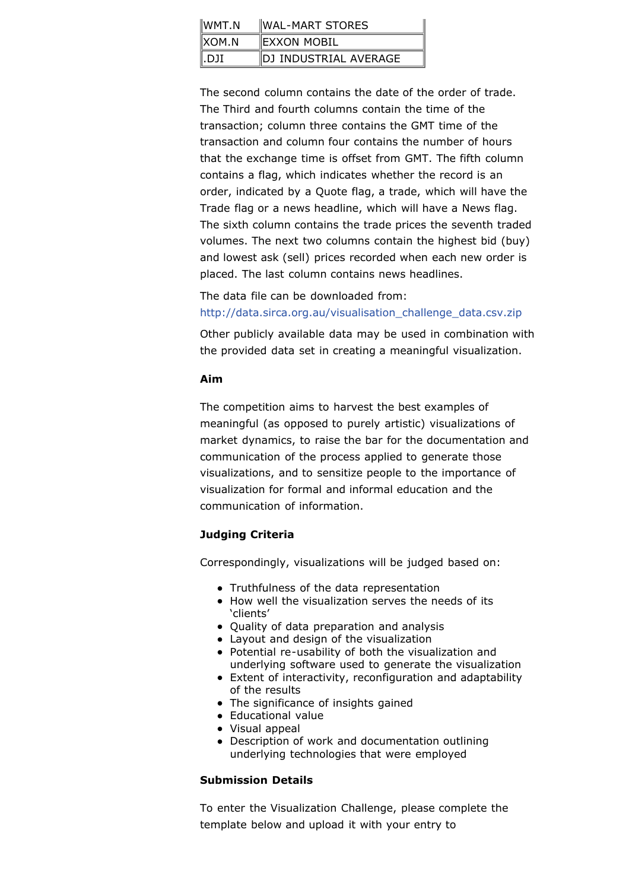| | |
|---|---|
| WMT.N | WAL-MART STORES |
| XOM.N | EXXON MOBIL |
| .DJI | DJ INDUSTRIAL AVERAGE |

The second column contains the date of the order of trade. The Third and fourth columns contain the time of the transaction; column three contains the GMT time of the transaction and column four contains the number of hours that the exchange time is offset from GMT. The fifth column contains a flag, which indicates whether the record is an order, indicated by a Quote flag, a trade, which will have the Trade flag or a news headline, which will have a News flag. The sixth column contains the trade prices the seventh traded volumes. The next two columns contain the highest bid (buy) and lowest ask (sell) prices recorded when each new order is placed. The last column contains news headlines.

The data file can be downloaded from:
http://data.sirca.org.au/visualisation_challenge_data.csv.zip

Other publicly available data may be used in combination with the provided data set in creating a meaningful visualization.

**Aim**

The competition aims to harvest the best examples of meaningful (as opposed to purely artistic) visualizations of market dynamics, to raise the bar for the documentation and communication of the process applied to generate those visualizations, and to sensitize people to the importance of visualization for formal and informal education and the communication of information.

**Judging Criteria**

Correspondingly, visualizations will be judged based on:

- Truthfulness of the data representation
- How well the visualization serves the needs of its 'clients'
- Quality of data preparation and analysis
- Layout and design of the visualization
- Potential re-usability of both the visualization and underlying software used to generate the visualization
- Extent of interactivity, reconfiguration and adaptability of the results
- The significance of insights gained
- Educational value
- Visual appeal
- Description of work and documentation outlining underlying technologies that were employed

**Submission Details**

To enter the Visualization Challenge, please complete the template below and upload it with your entry to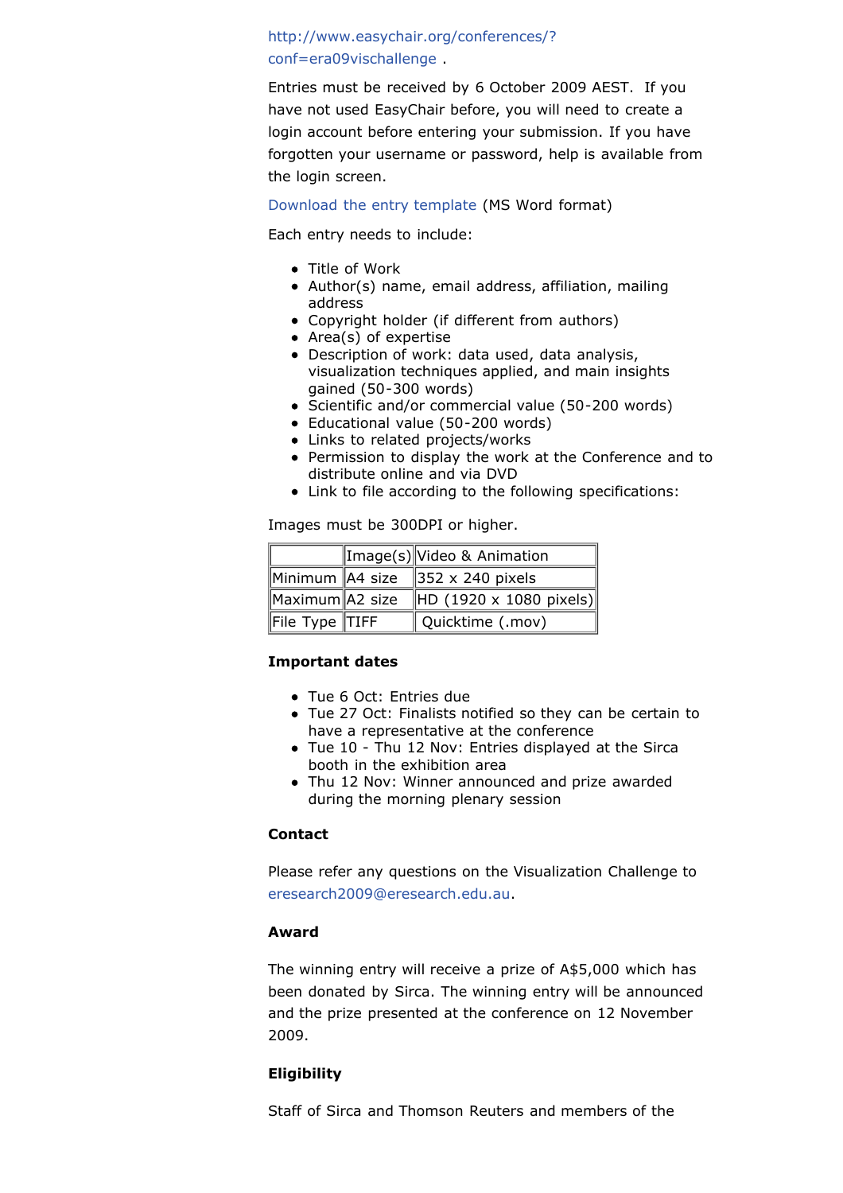http://www.easychair.org/conferences/?conf=era09vischallenge .

Entries must be received by 6 October 2009 AEST. If you have not used EasyChair before, you will need to create a login account before entering your submission. If you have forgotten your username or password, help is available from the login screen.

Download the entry template (MS Word format)

Each entry needs to include:

- Title of Work
- Author(s) name, email address, affiliation, mailing address
- Copyright holder (if different from authors)
- Area(s) of expertise
- Description of work: data used, data analysis, visualization techniques applied, and main insights gained (50-300 words)
- Scientific and/or commercial value (50-200 words)
- Educational value (50-200 words)
- Links to related projects/works
- Permission to display the work at the Conference and to distribute online and via DVD
- Link to file according to the following specifications:

Images must be 300DPI or higher.

| | Image(s) | Video & Animation |
|---|---|---|
| Minimum | A4 size | 352 x 240 pixels |
| Maximum | A2 size | HD (1920 x 1080 pixels) |
| File Type | TIFF | Quicktime (.mov) |

**Important dates**

- Tue 6 Oct: Entries due
- Tue 27 Oct: Finalists notified so they can be certain to have a representative at the conference
- Tue 10 - Thu 12 Nov: Entries displayed at the Sirca booth in the exhibition area
- Thu 12 Nov: Winner announced and prize awarded during the morning plenary session

**Contact**

Please refer any questions on the Visualization Challenge to eresearch2009@eresearch.edu.au.

**Award**

The winning entry will receive a prize of A$5,000 which has been donated by Sirca. The winning entry will be announced and the prize presented at the conference on 12 November 2009.

**Eligibility**

Staff of Sirca and Thomson Reuters and members of the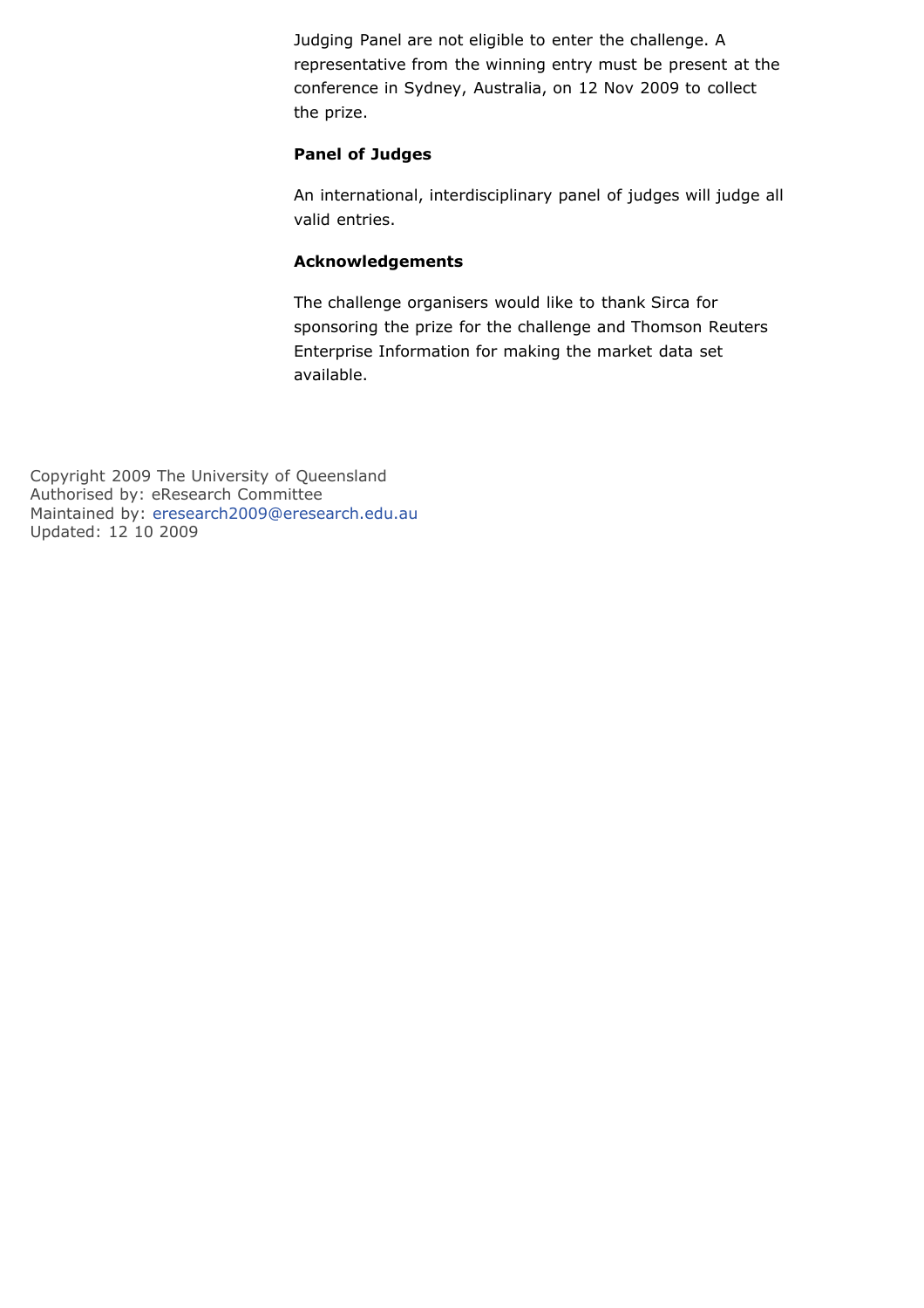Judging Panel are not eligible to enter the challenge. A representative from the winning entry must be present at the conference in Sydney, Australia, on 12 Nov 2009 to collect the prize.

**Panel of Judges**

An international, interdisciplinary panel of judges will judge all valid entries.

**Acknowledgements**

The challenge organisers would like to thank Sirca for sponsoring the prize for the challenge and Thomson Reuters Enterprise Information for making the market data set available.

Copyright 2009 The University of Queensland
Authorised by: eResearch Committee
Maintained by: eresearch2009@eresearch.edu.au
Updated: 12 10 2009